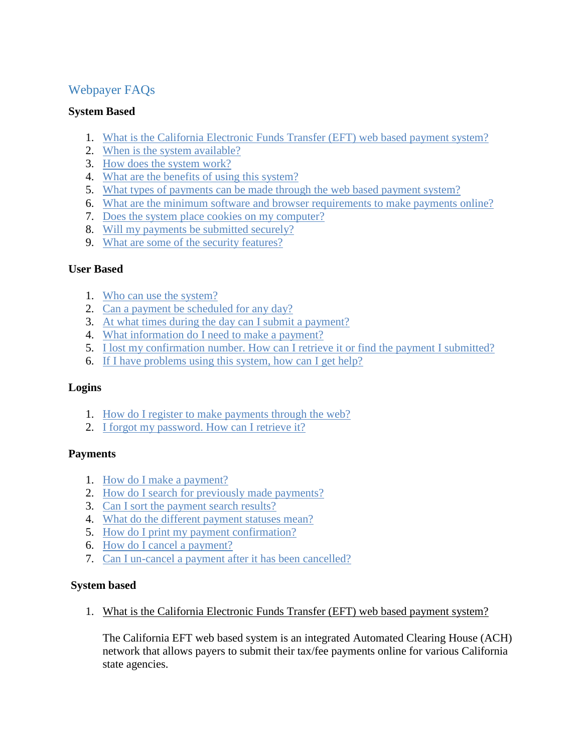# Webpayer FAQs

**System Based**

1. What is the California Electronic Funds Transfer (EFT) web based payment system?
2. When is the system available?
3. How does the system work?
4. What are the benefits of using this system?
5. What types of payments can be made through the web based payment system?
6. What are the minimum software and browser requirements to make payments online?
7. Does the system place cookies on my computer?
8. Will my payments be submitted securely?
9. What are some of the security features?

**User Based**

1. Who can use the system?
2. Can a payment be scheduled for any day?
3. At what times during the day can I submit a payment?
4. What information do I need to make a payment?
5. I lost my confirmation number. How can I retrieve it or find the payment I submitted?
6. If I have problems using this system, how can I get help?

**Logins**

1. How do I register to make payments through the web?
2. I forgot my password. How can I retrieve it?

**Payments**

1. How do I make a payment?
2. How do I search for previously made payments?
3. Can I sort the payment search results?
4. What do the different payment statuses mean?
5. How do I print my payment confirmation?
6. How do I cancel a payment?
7. Can I un-cancel a payment after it has been cancelled?

**System based**

1. What is the California Electronic Funds Transfer (EFT) web based payment system?

   The California EFT web based system is an integrated Automated Clearing House (ACH) network that allows payers to submit their tax/fee payments online for various California state agencies.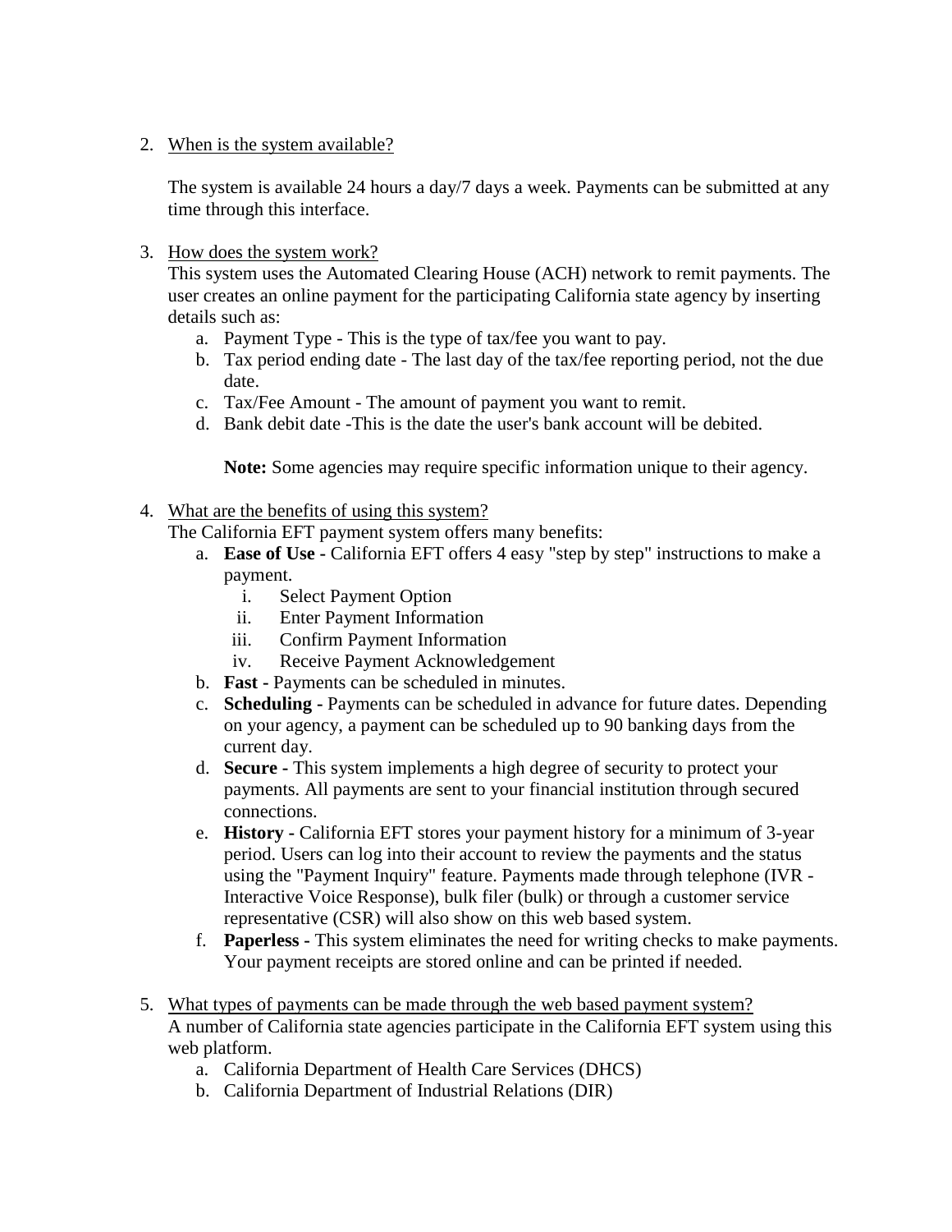2. When is the system available?

   The system is available 24 hours a day/7 days a week. Payments can be submitted at any time through this interface.

3. How does the system work?
   This system uses the Automated Clearing House (ACH) network to remit payments. The user creates an online payment for the participating California state agency by inserting details such as:
   a. Payment Type - This is the type of tax/fee you want to pay.
   b. Tax period ending date - The last day of the tax/fee reporting period, not the due date.
   c. Tax/Fee Amount - The amount of payment you want to remit.
   d. Bank debit date -This is the date the user's bank account will be debited.

   **Note:** Some agencies may require specific information unique to their agency.

4. What are the benefits of using this system?
   The California EFT payment system offers many benefits:
   a. **Ease of Use -** California EFT offers 4 easy "step by step" instructions to make a payment.
      i. Select Payment Option
      ii. Enter Payment Information
      iii. Confirm Payment Information
      iv. Receive Payment Acknowledgement
   b. **Fast -** Payments can be scheduled in minutes.
   c. **Scheduling -** Payments can be scheduled in advance for future dates. Depending on your agency, a payment can be scheduled up to 90 banking days from the current day.
   d. **Secure -** This system implements a high degree of security to protect your payments. All payments are sent to your financial institution through secured connections.
   e. **History -** California EFT stores your payment history for a minimum of 3-year period. Users can log into their account to review the payments and the status using the "Payment Inquiry" feature. Payments made through telephone (IVR - Interactive Voice Response), bulk filer (bulk) or through a customer service representative (CSR) will also show on this web based system.
   f. **Paperless -** This system eliminates the need for writing checks to make payments. Your payment receipts are stored online and can be printed if needed.

5. What types of payments can be made through the web based payment system?
   A number of California state agencies participate in the California EFT system using this web platform.
   a. California Department of Health Care Services (DHCS)
   b. California Department of Industrial Relations (DIR)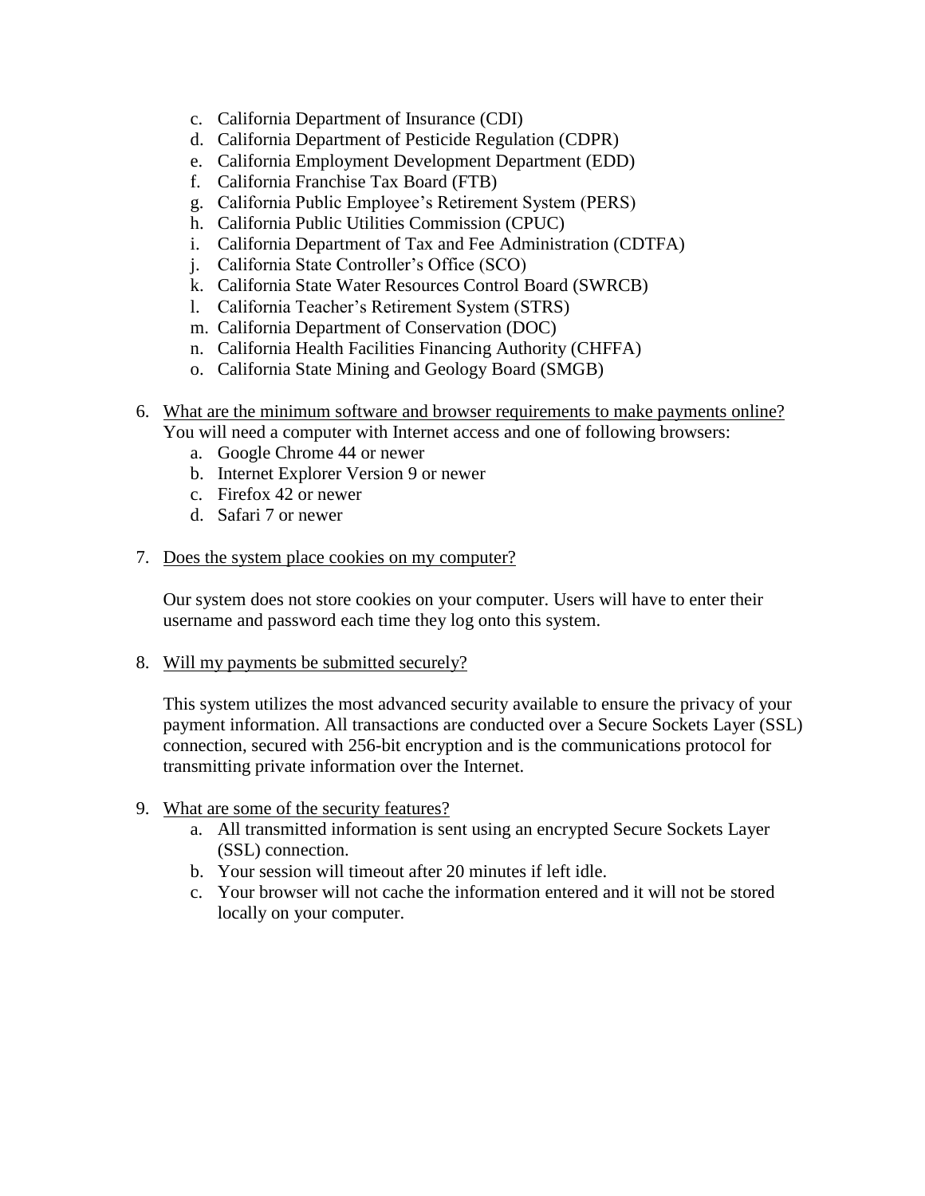c. California Department of Insurance (CDI)
d. California Department of Pesticide Regulation (CDPR)
e. California Employment Development Department (EDD)
f. California Franchise Tax Board (FTB)
g. California Public Employee's Retirement System (PERS)
h. California Public Utilities Commission (CPUC)
i. California Department of Tax and Fee Administration (CDTFA)
j. California State Controller's Office (SCO)
k. California State Water Resources Control Board (SWRCB)
l. California Teacher's Retirement System (STRS)
m. California Department of Conservation (DOC)
n. California Health Facilities Financing Authority (CHFFA)
o. California State Mining and Geology Board (SMGB)

6. <u>What are the minimum software and browser requirements to make payments online?</u>
   You will need a computer with Internet access and one of following browsers:
   a. Google Chrome 44 or newer
   b. Internet Explorer Version 9 or newer
   c. Firefox 42 or newer
   d. Safari 7 or newer

7. <u>Does the system place cookies on my computer?</u>

   Our system does not store cookies on your computer. Users will have to enter their username and password each time they log onto this system.

8. <u>Will my payments be submitted securely?</u>

   This system utilizes the most advanced security available to ensure the privacy of your payment information. All transactions are conducted over a Secure Sockets Layer (SSL) connection, secured with 256-bit encryption and is the communications protocol for transmitting private information over the Internet.

9. <u>What are some of the security features?</u>
   a. All transmitted information is sent using an encrypted Secure Sockets Layer (SSL) connection.
   b. Your session will timeout after 20 minutes if left idle.
   c. Your browser will not cache the information entered and it will not be stored locally on your computer.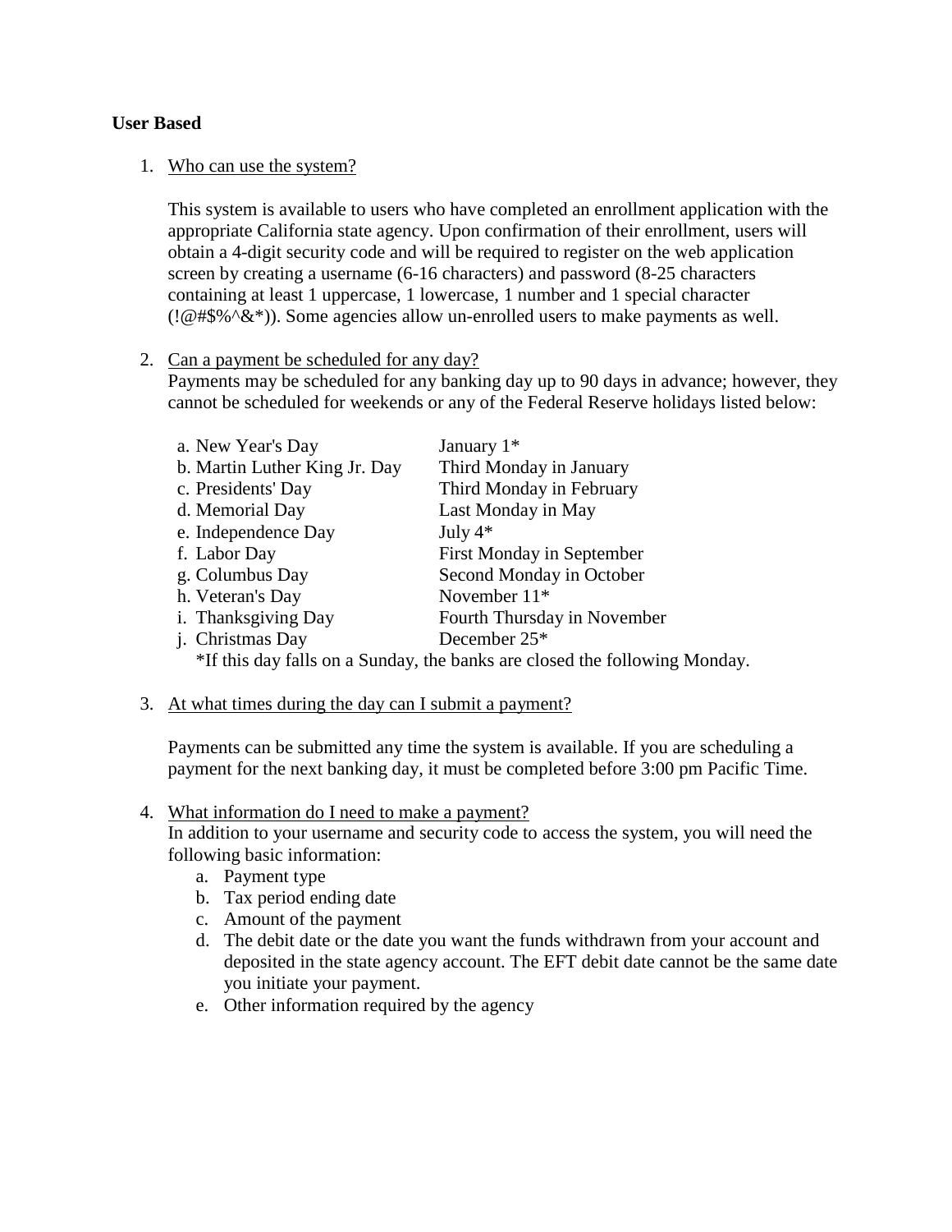**User Based**

1. Who can use the system?

   This system is available to users who have completed an enrollment application with the appropriate California state agency. Upon confirmation of their enrollment, users will obtain a 4-digit security code and will be required to register on the web application screen by creating a username (6-16 characters) and password (8-25 characters containing at least 1 uppercase, 1 lowercase, 1 number and 1 special character (!@#$%^&*)). Some agencies allow un-enrolled users to make payments as well.

2. Can a payment be scheduled for any day?
   Payments may be scheduled for any banking day up to 90 days in advance; however, they cannot be scheduled for weekends or any of the Federal Reserve holidays listed below:

   | | |
   |---|---|
   | a. New Year's Day | January 1* |
   | b. Martin Luther King Jr. Day | Third Monday in January |
   | c. Presidents' Day | Third Monday in February |
   | d. Memorial Day | Last Monday in May |
   | e. Independence Day | July 4* |
   | f. Labor Day | First Monday in September |
   | g. Columbus Day | Second Monday in October |
   | h. Veteran's Day | November 11* |
   | i. Thanksgiving Day | Fourth Thursday in November |
   | j. Christmas Day | December 25* |

   *If this day falls on a Sunday, the banks are closed the following Monday.

3. At what times during the day can I submit a payment?

   Payments can be submitted any time the system is available. If you are scheduling a payment for the next banking day, it must be completed before 3:00 pm Pacific Time.

4. What information do I need to make a payment?
   In addition to your username and security code to access the system, you will need the following basic information:
   a. Payment type
   b. Tax period ending date
   c. Amount of the payment
   d. The debit date or the date you want the funds withdrawn from your account and deposited in the state agency account. The EFT debit date cannot be the same date you initiate your payment.
   e. Other information required by the agency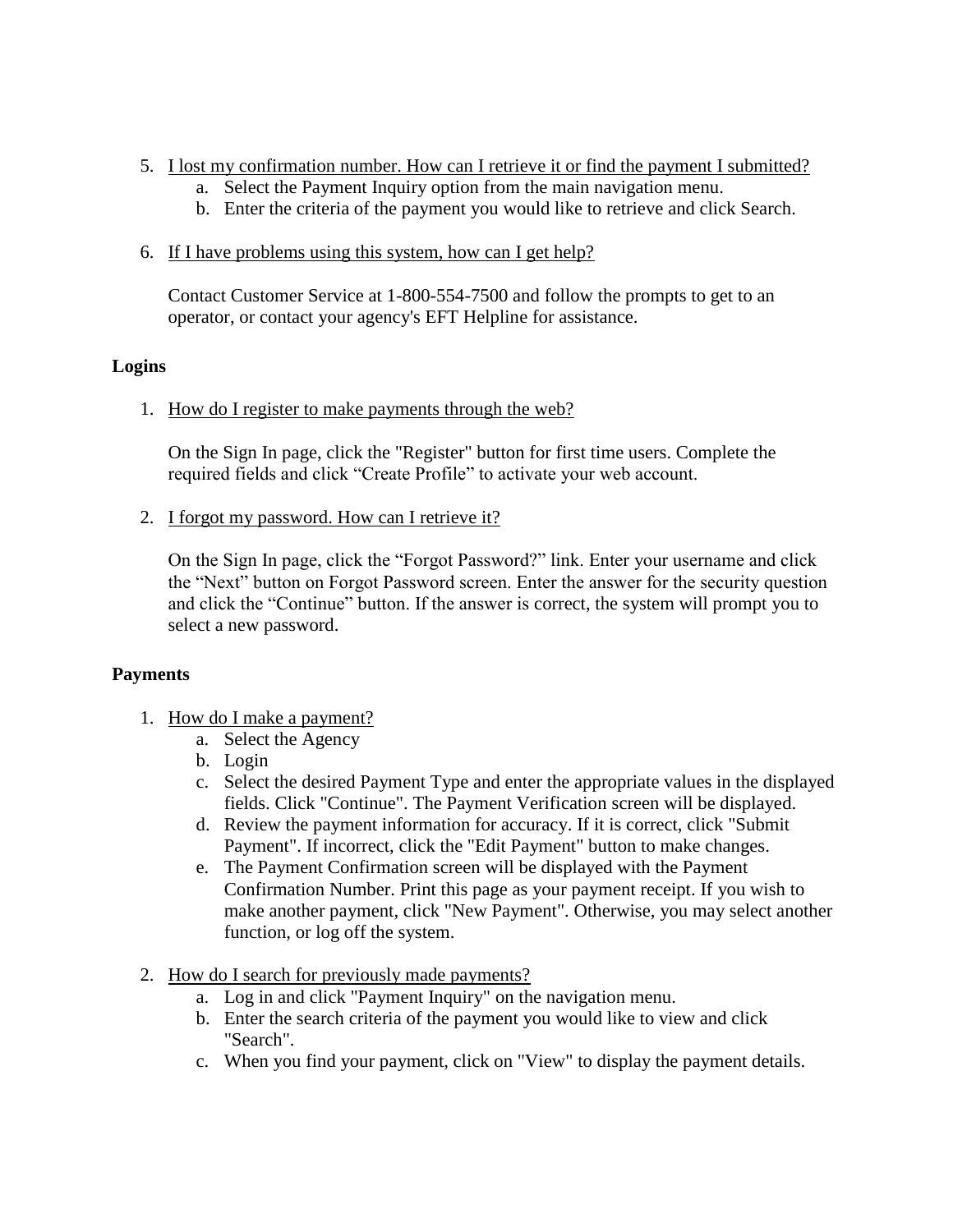5. I lost my confirmation number. How can I retrieve it or find the payment I submitted?
    a. Select the Payment Inquiry option from the main navigation menu.
    b. Enter the criteria of the payment you would like to retrieve and click Search.

6. If I have problems using this system, how can I get help?

    Contact Customer Service at 1-800-554-7500 and follow the prompts to get to an operator, or contact your agency's EFT Helpline for assistance.

**Logins**

1. How do I register to make payments through the web?

    On the Sign In page, click the "Register" button for first time users. Complete the required fields and click "Create Profile" to activate your web account.

2. I forgot my password. How can I retrieve it?

    On the Sign In page, click the "Forgot Password?" link. Enter your username and click the "Next" button on Forgot Password screen. Enter the answer for the security question and click the "Continue" button. If the answer is correct, the system will prompt you to select a new password.

**Payments**

1. How do I make a payment?
    a. Select the Agency
    b. Login
    c. Select the desired Payment Type and enter the appropriate values in the displayed fields. Click "Continue". The Payment Verification screen will be displayed.
    d. Review the payment information for accuracy. If it is correct, click "Submit Payment". If incorrect, click the "Edit Payment" button to make changes.
    e. The Payment Confirmation screen will be displayed with the Payment Confirmation Number. Print this page as your payment receipt. If you wish to make another payment, click "New Payment". Otherwise, you may select another function, or log off the system.

2. How do I search for previously made payments?
    a. Log in and click "Payment Inquiry" on the navigation menu.
    b. Enter the search criteria of the payment you would like to view and click "Search".
    c. When you find your payment, click on "View" to display the payment details.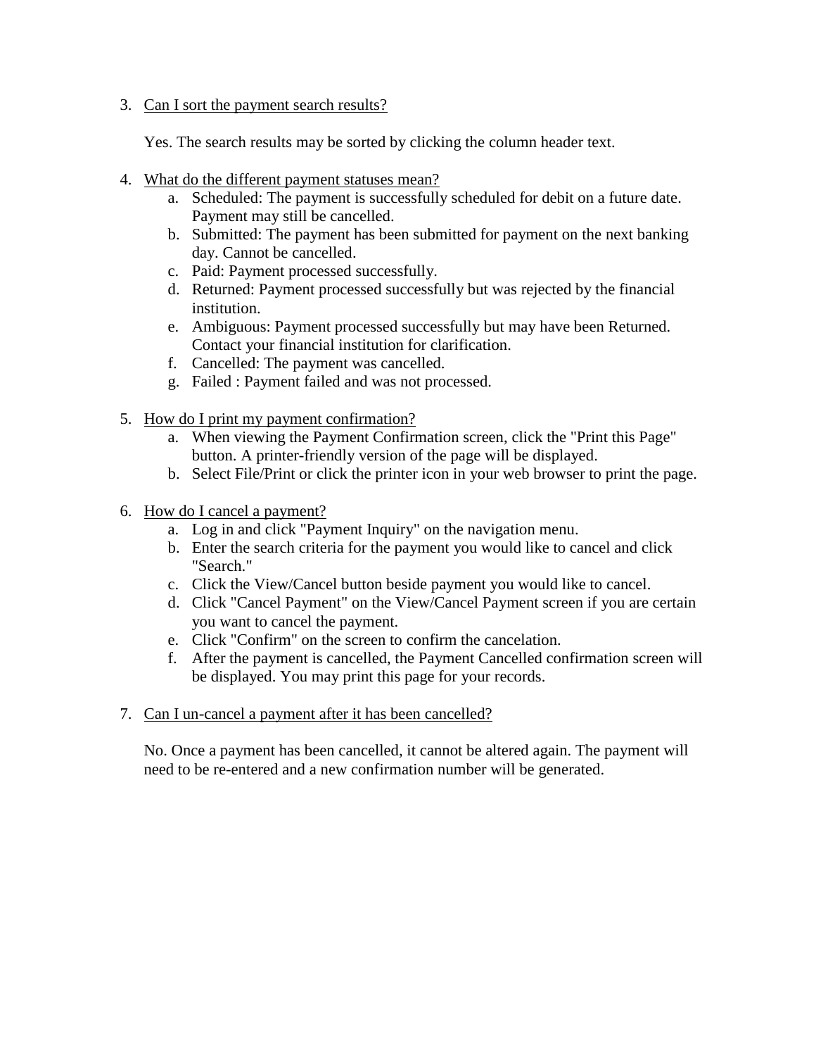3. Can I sort the payment search results?

   Yes. The search results may be sorted by clicking the column header text.

4. What do the different payment statuses mean?
   a. Scheduled: The payment is successfully scheduled for debit on a future date. Payment may still be cancelled.
   b. Submitted: The payment has been submitted for payment on the next banking day. Cannot be cancelled.
   c. Paid: Payment processed successfully.
   d. Returned: Payment processed successfully but was rejected by the financial institution.
   e. Ambiguous: Payment processed successfully but may have been Returned. Contact your financial institution for clarification.
   f. Cancelled: The payment was cancelled.
   g. Failed : Payment failed and was not processed.

5. How do I print my payment confirmation?
   a. When viewing the Payment Confirmation screen, click the "Print this Page" button. A printer-friendly version of the page will be displayed.
   b. Select File/Print or click the printer icon in your web browser to print the page.

6. How do I cancel a payment?
   a. Log in and click "Payment Inquiry" on the navigation menu.
   b. Enter the search criteria for the payment you would like to cancel and click "Search."
   c. Click the View/Cancel button beside payment you would like to cancel.
   d. Click "Cancel Payment" on the View/Cancel Payment screen if you are certain you want to cancel the payment.
   e. Click "Confirm" on the screen to confirm the cancelation.
   f. After the payment is cancelled, the Payment Cancelled confirmation screen will be displayed. You may print this page for your records.

7. Can I un-cancel a payment after it has been cancelled?

   No. Once a payment has been cancelled, it cannot be altered again. The payment will need to be re-entered and a new confirmation number will be generated.